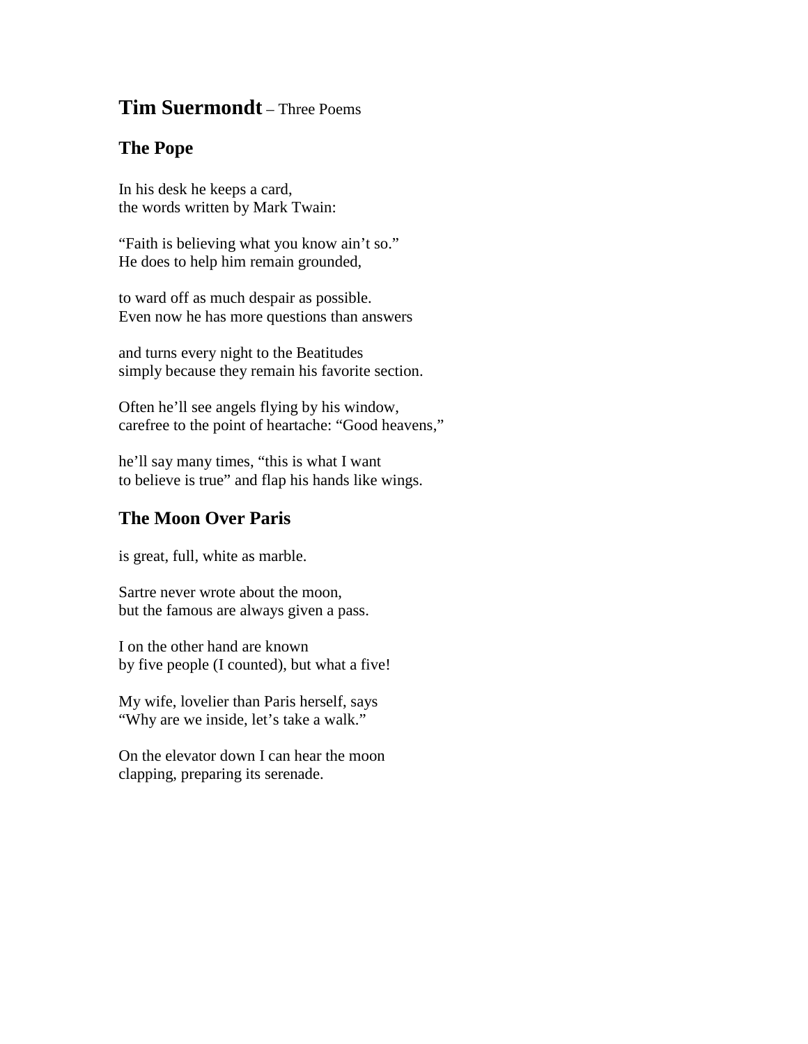# **Tim Suermondt** – Three Poems

## The Pope

In his desk he keeps a card,  
the words written by Mark Twain:

"Faith is believing what you know ain't so."  
He does to help him remain grounded,

to ward off as much despair as possible.  
Even now he has more questions than answers

and turns every night to the Beatitudes  
simply because they remain his favorite section.

Often he'll see angels flying by his window,  
carefree to the point of heartache: "Good heavens,"

he'll say many times, "this is what I want  
to believe is true" and flap his hands like wings.

## The Moon Over Paris

is great, full, white as marble.

Sartre never wrote about the moon,  
but the famous are always given a pass.

I on the other hand are known  
by five people (I counted), but what a five!

My wife, lovelier than Paris herself, says  
"Why are we inside, let's take a walk."

On the elevator down I can hear the moon  
clapping, preparing its serenade.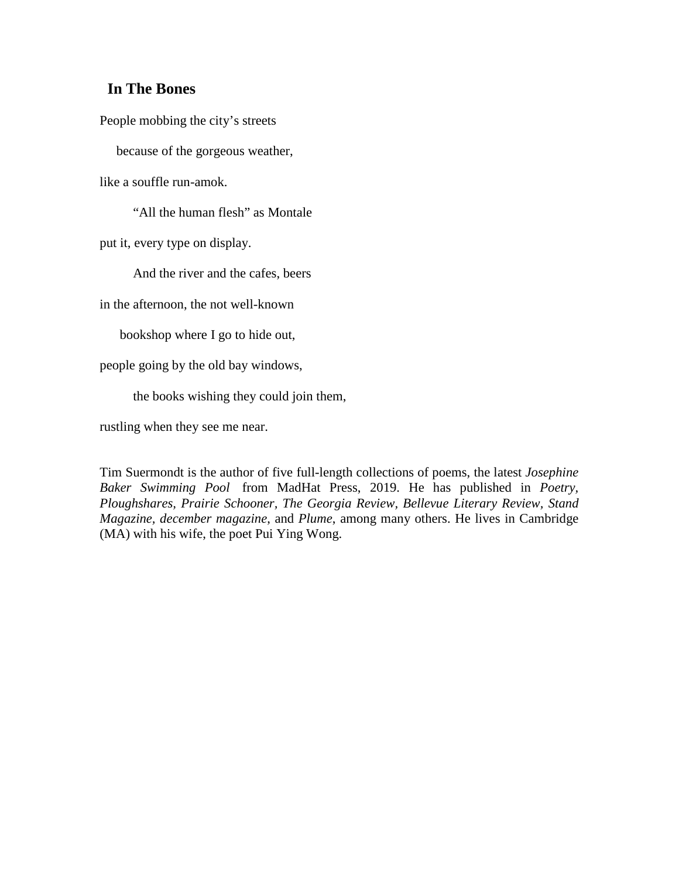## In The Bones

People mobbing the city's streets

because of the gorgeous weather,

like a souffle run-amok.

"All the human flesh" as Montale

put it, every type on display.

And the river and the cafes, beers

in the afternoon, the not well-known

bookshop where I go to hide out,

people going by the old bay windows,

the books wishing they could join them,

rustling when they see me near.

Tim Suermondt is the author of five full-length collections of poems, the latest *Josephine Baker Swimming Pool* from MadHat Press, 2019. He has published in *Poetry*, *Ploughshares*, *Prairie Schooner*, *The Georgia Review*, *Bellevue Literary Review*, *Stand Magazine*, *december magazine*, and *Plume*, among many others. He lives in Cambridge (MA) with his wife, the poet Pui Ying Wong.